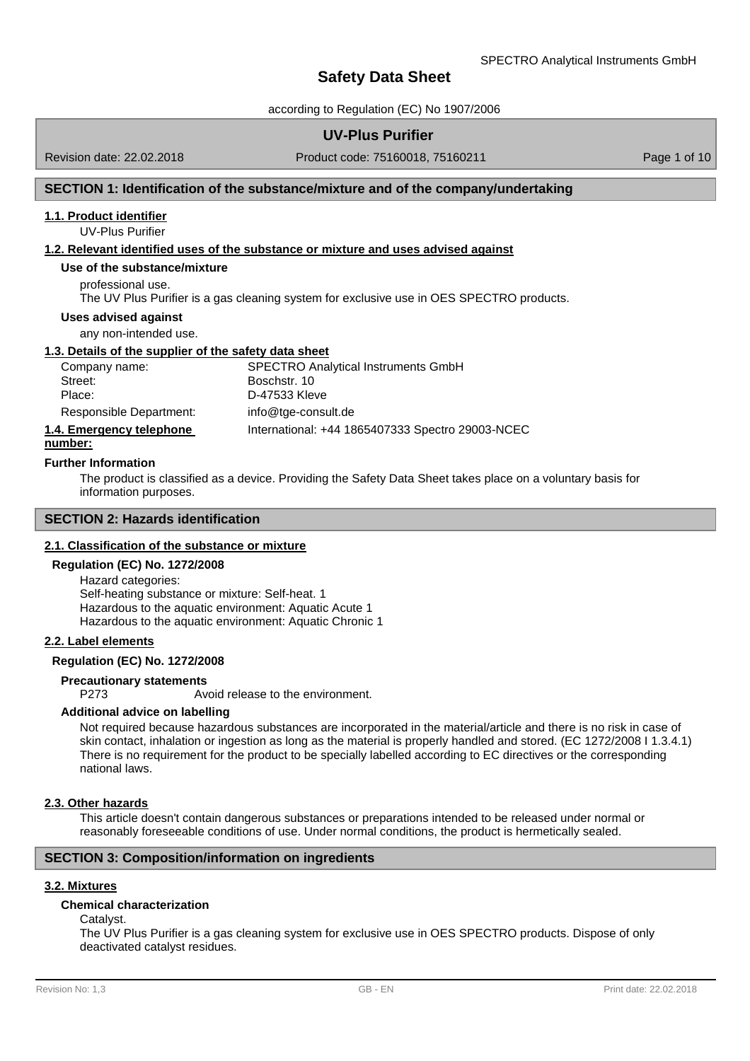# Safety Data Sheet

according to Regulation (EC) No 1907/2006

## UV-Plus Purifier

Revision date: 22.02.2018 | Product code: 75160018, 75160211

## SECTION 1: Identification of the substance/mixture and of the company/undertaking

### 1.1. Product identifier

UV-Plus Purifier

### 1.2. Relevant identified uses of the substance or mixture and uses advised against

**Use of the substance/mixture**

professional use.
The UV Plus Purifier is a gas cleaning system for exclusive use in OES SPECTRO products.

**Uses advised against**

any non-intended use.

### 1.3. Details of the supplier of the safety data sheet

| | |
|---|---|
| Company name: | SPECTRO Analytical Instruments GmbH |
| Street: | Boschstr. 10 |
| Place: | D-47533 Kleve |
| Responsible Department: | info@tge-consult.de |

### 1.4. Emergency telephone number:

International: +44 1865407333 Spectro 29003-NCEC

**Further Information**

The product is classified as a device. Providing the Safety Data Sheet takes place on a voluntary basis for information purposes.

## SECTION 2: Hazards identification

### 2.1. Classification of the substance or mixture

**Regulation (EC) No. 1272/2008**

Hazard categories:
Self-heating substance or mixture: Self-heat. 1
Hazardous to the aquatic environment: Aquatic Acute 1
Hazardous to the aquatic environment: Aquatic Chronic 1

### 2.2. Label elements

**Regulation (EC) No. 1272/2008**

**Precautionary statements**

P273 Avoid release to the environment.

**Additional advice on labelling**

Not required because hazardous substances are incorporated in the material/article and there is no risk in case of skin contact, inhalation or ingestion as long as the material is properly handled and stored. (EC 1272/2008 I 1.3.4.1)
There is no requirement for the product to be specially labelled according to EC directives or the corresponding national laws.

### 2.3. Other hazards

This article doesn't contain dangerous substances or preparations intended to be released under normal or reasonably foreseeable conditions of use. Under normal conditions, the product is hermetically sealed.

## SECTION 3: Composition/information on ingredients

### 3.2. Mixtures

**Chemical characterization**

Catalyst.
The UV Plus Purifier is a gas cleaning system for exclusive use in OES SPECTRO products. Dispose of only deactivated catalyst residues.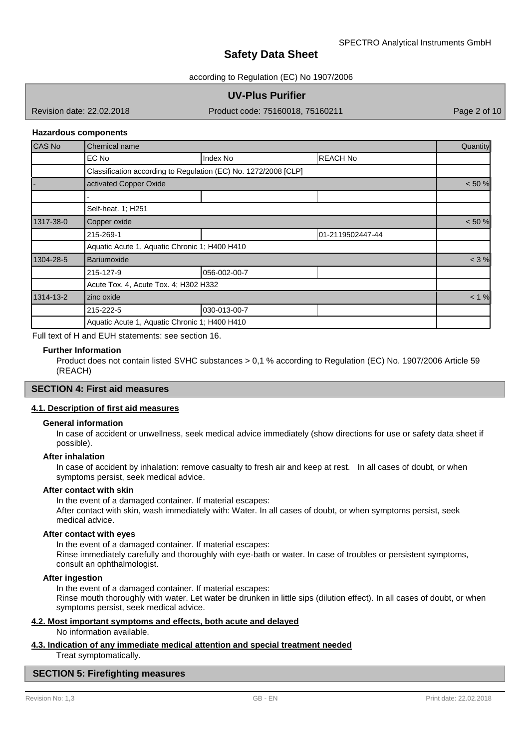### Hazardous components

| CAS No | Chemical name | | | Quantity |
|---|---|---|---|---|
| | EC No | Index No | REACH No | |
| | Classification according to Regulation (EC) No. 1272/2008 [CLP] | | | |
| - | activated Copper Oxide | | | < 50 % |
| | - | | | |
| | Self-heat. 1; H251 | | | |
| 1317-38-0 | Copper oxide | | | < 50 % |
| | 215-269-1 | | 01-2119502447-44 | |
| | Aquatic Acute 1, Aquatic Chronic 1; H400 H410 | | | |
| 1304-28-5 | Bariumoxide | | | < 3 % |
| | 215-127-9 | 056-002-00-7 | | |
| | Acute Tox. 4, Acute Tox. 4; H302 H332 | | | |
| 1314-13-2 | zinc oxide | | | < 1 % |
| | 215-222-5 | 030-013-00-7 | | |
| | Aquatic Acute 1, Aquatic Chronic 1; H400 H410 | | | |

Full text of H and EUH statements: see section 16.

**Further Information**

Product does not contain listed SVHC substances > 0,1 % according to Regulation (EC) No. 1907/2006 Article 59 (REACH)

## SECTION 4: First aid measures

### 4.1. Description of first aid measures

**General information**

In case of accident or unwellness, seek medical advice immediately (show directions for use or safety data sheet if possible).

**After inhalation**

In case of accident by inhalation: remove casualty to fresh air and keep at rest. In all cases of doubt, or when symptoms persist, seek medical advice.

**After contact with skin**

In the event of a damaged container. If material escapes:
After contact with skin, wash immediately with: Water. In all cases of doubt, or when symptoms persist, seek medical advice.

**After contact with eyes**

In the event of a damaged container. If material escapes:
Rinse immediately carefully and thoroughly with eye-bath or water. In case of troubles or persistent symptoms, consult an ophthalmologist.

**After ingestion**

In the event of a damaged container. If material escapes:
Rinse mouth thoroughly with water. Let water be drunken in little sips (dilution effect). In all cases of doubt, or when symptoms persist, seek medical advice.

### 4.2. Most important symptoms and effects, both acute and delayed

No information available.

### 4.3. Indication of any immediate medical attention and special treatment needed

Treat symptomatically.

## SECTION 5: Firefighting measures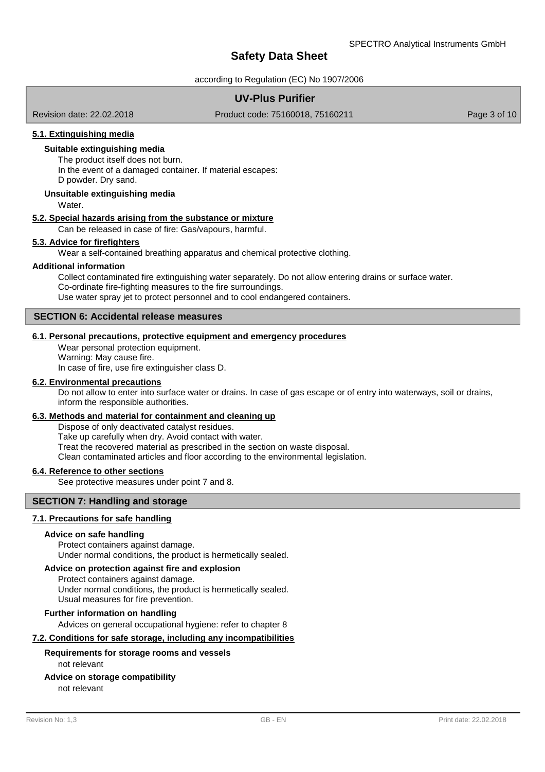#### 5.1. Extinguishing media

**Suitable extinguishing media**

The product itself does not burn.
In the event of a damaged container. If material escapes:
D powder. Dry sand.

**Unsuitable extinguishing media**

Water.

#### 5.2. Special hazards arising from the substance or mixture

Can be released in case of fire: Gas/vapours, harmful.

#### 5.3. Advice for firefighters

Wear a self-contained breathing apparatus and chemical protective clothing.

**Additional information**

Collect contaminated fire extinguishing water separately. Do not allow entering drains or surface water.
Co-ordinate fire-fighting measures to the fire surroundings.
Use water spray jet to protect personnel and to cool endangered containers.

## SECTION 6: Accidental release measures

#### 6.1. Personal precautions, protective equipment and emergency procedures

Wear personal protection equipment.
Warning: May cause fire.
In case of fire, use fire extinguisher class D.

#### 6.2. Environmental precautions

Do not allow to enter into surface water or drains. In case of gas escape or of entry into waterways, soil or drains, inform the responsible authorities.

#### 6.3. Methods and material for containment and cleaning up

Dispose of only deactivated catalyst residues.
Take up carefully when dry. Avoid contact with water.
Treat the recovered material as prescribed in the section on waste disposal.
Clean contaminated articles and floor according to the environmental legislation.

#### 6.4. Reference to other sections

See protective measures under point 7 and 8.

## SECTION 7: Handling and storage

#### 7.1. Precautions for safe handling

**Advice on safe handling**

Protect containers against damage.
Under normal conditions, the product is hermetically sealed.

**Advice on protection against fire and explosion**

Protect containers against damage.
Under normal conditions, the product is hermetically sealed.
Usual measures for fire prevention.

**Further information on handling**

Advices on general occupational hygiene: refer to chapter 8

#### 7.2. Conditions for safe storage, including any incompatibilities

**Requirements for storage rooms and vessels**

not relevant

**Advice on storage compatibility**

not relevant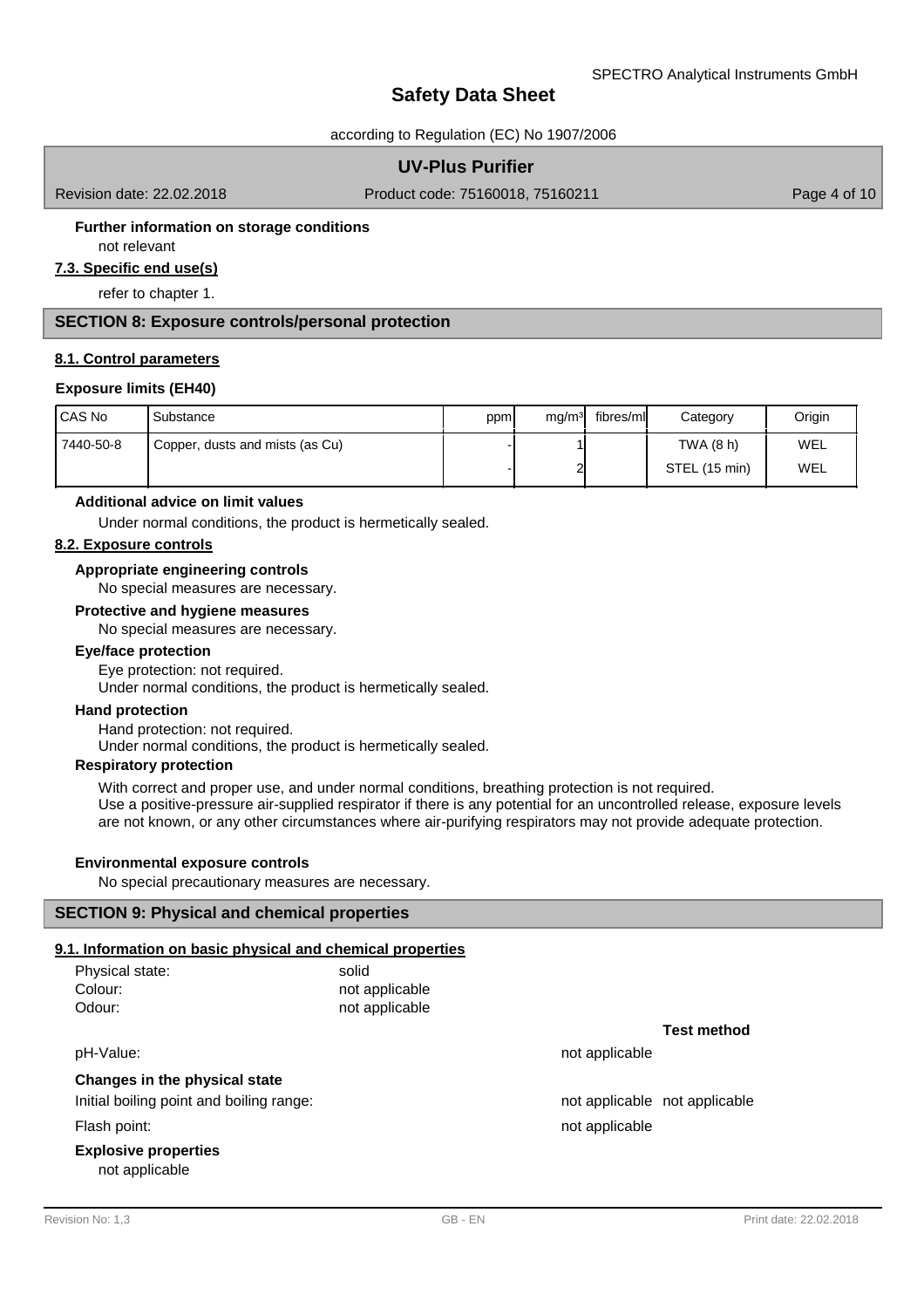#### Further information on storage conditions

not relevant

### 7.3. Specific end use(s)

refer to chapter 1.

## SECTION 8: Exposure controls/personal protection

### 8.1. Control parameters

#### Exposure limits (EH40)

| CAS No | Substance | ppm | mg/m³ | fibres/ml | Category | Origin |
|---|---|---|---|---|---|---|
| 7440-50-8 | Copper, dusts and mists (as Cu) | - | 1 | | TWA (8 h) | WEL |
| | | - | 2 | | STEL (15 min) | WEL |

#### Additional advice on limit values

Under normal conditions, the product is hermetically sealed.

### 8.2. Exposure controls

#### Appropriate engineering controls

No special measures are necessary.

#### Protective and hygiene measures

No special measures are necessary.

#### Eye/face protection

Eye protection: not required.
Under normal conditions, the product is hermetically sealed.

#### Hand protection

Hand protection: not required.
Under normal conditions, the product is hermetically sealed.

#### Respiratory protection

With correct and proper use, and under normal conditions, breathing protection is not required.
Use a positive-pressure air-supplied respirator if there is any potential for an uncontrolled release, exposure levels are not known, or any other circumstances where air-purifying respirators may not provide adequate protection.

#### Environmental exposure controls

No special precautionary measures are necessary.

## SECTION 9: Physical and chemical properties

### 9.1. Information on basic physical and chemical properties

| | | |
|---|---|---|
| Physical state: | solid | |
| Colour: | not applicable | |
| Odour: | not applicable | |
| | | **Test method** |
| pH-Value: | not applicable | |
| **Changes in the physical state** | | |
| Initial boiling point and boiling range: | not applicable | not applicable |
| Flash point: | not applicable | |

#### Explosive properties

not applicable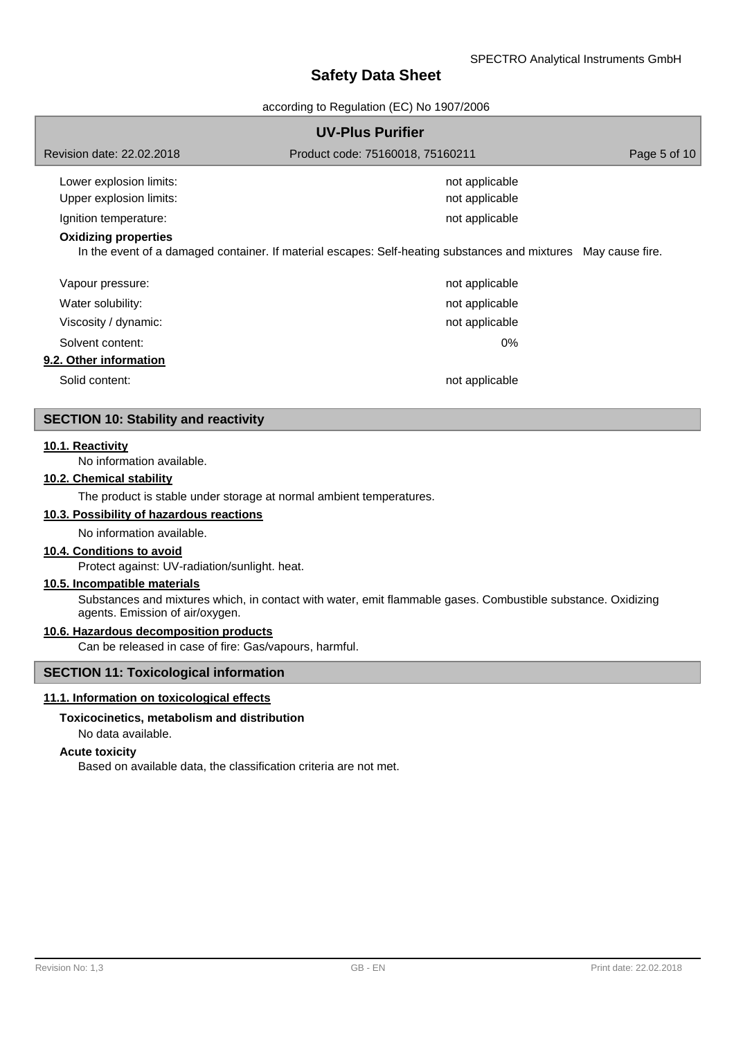| | |
|---|---|
| Lower explosion limits: | not applicable |
| Upper explosion limits: | not applicable |
| Ignition temperature: | not applicable |

**Oxidizing properties**

In the event of a damaged container. If material escapes: Self-heating substances and mixtures May cause fire.

| | |
|---|---|
| Vapour pressure: | not applicable |
| Water solubility: | not applicable |
| Viscosity / dynamic: | not applicable |
| Solvent content: | 0% |

**9.2. Other information**

| | |
|---|---|
| Solid content: | not applicable |

## SECTION 10: Stability and reactivity

**10.1. Reactivity**

No information available.

**10.2. Chemical stability**

The product is stable under storage at normal ambient temperatures.

**10.3. Possibility of hazardous reactions**

No information available.

**10.4. Conditions to avoid**

Protect against: UV-radiation/sunlight. heat.

**10.5. Incompatible materials**

Substances and mixtures which, in contact with water, emit flammable gases. Combustible substance. Oxidizing agents. Emission of air/oxygen.

**10.6. Hazardous decomposition products**

Can be released in case of fire: Gas/vapours, harmful.

## SECTION 11: Toxicological information

**11.1. Information on toxicological effects**

**Toxicocinetics, metabolism and distribution**

No data available.

**Acute toxicity**

Based on available data, the classification criteria are not met.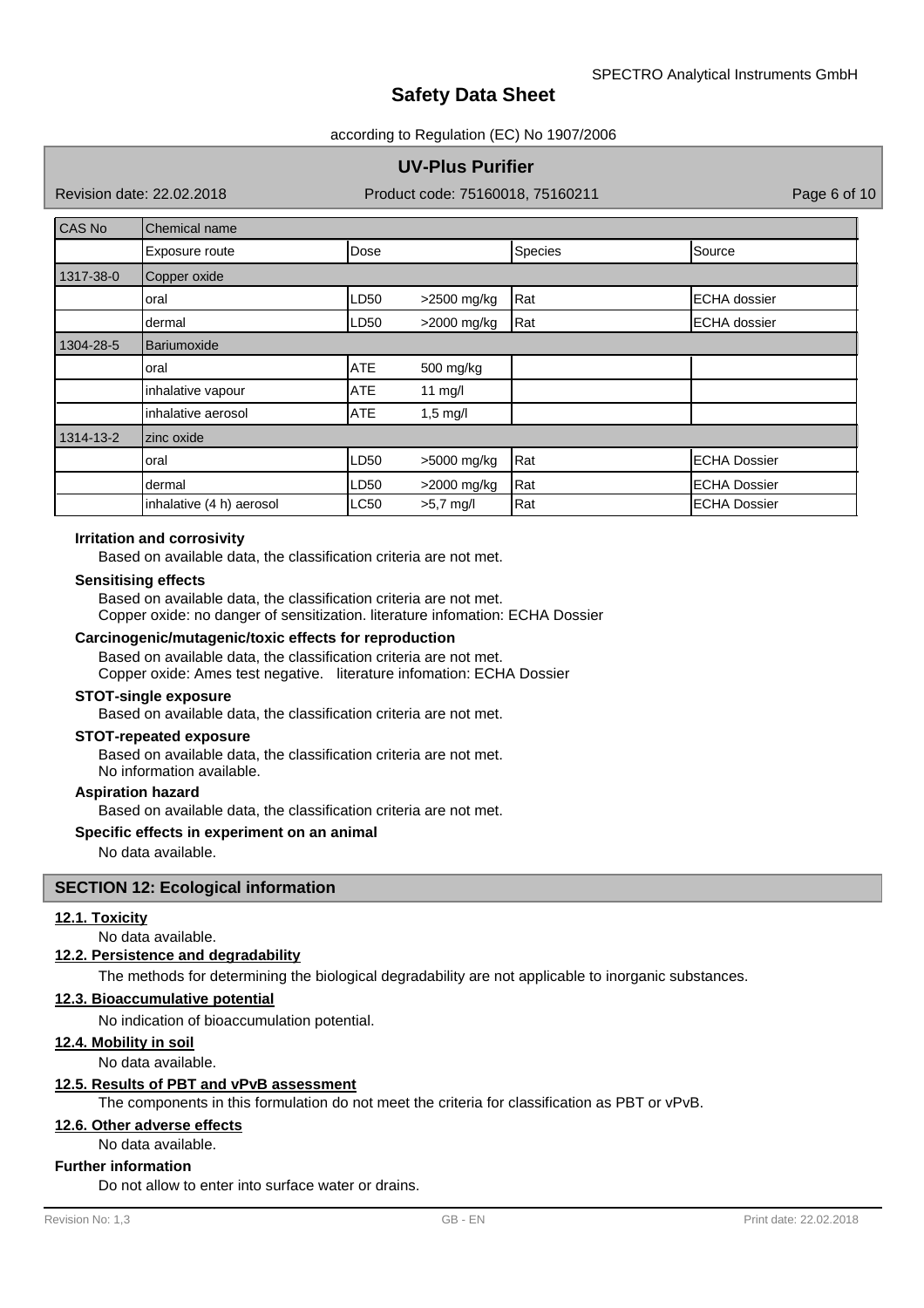| CAS No | Chemical name | | | | |
|---|---|---|---|---|---|
| | Exposure route | Dose | | Species | Source |
| 1317-38-0 | Copper oxide | | | | |
| | oral | LD50 | >2500 mg/kg | Rat | ECHA dossier |
| | dermal | LD50 | >2000 mg/kg | Rat | ECHA dossier |
| 1304-28-5 | Bariumoxide | | | | |
| | oral | ATE | 500 mg/kg | | |
| | inhalative vapour | ATE | 11 mg/l | | |
| | inhalative aerosol | ATE | 1,5 mg/l | | |
| 1314-13-2 | zinc oxide | | | | |
| | oral | LD50 | >5000 mg/kg | Rat | ECHA Dossier |
| | dermal | LD50 | >2000 mg/kg | Rat | ECHA Dossier |
| | inhalative (4 h) aerosol | LC50 | >5,7 mg/l | Rat | ECHA Dossier |

**Irritation and corrosivity**

Based on available data, the classification criteria are not met.

**Sensitising effects**

Based on available data, the classification criteria are not met.
Copper oxide: no danger of sensitization. literature infomation: ECHA Dossier

**Carcinogenic/mutagenic/toxic effects for reproduction**

Based on available data, the classification criteria are not met.
Copper oxide: Ames test negative. literature infomation: ECHA Dossier

**STOT-single exposure**

Based on available data, the classification criteria are not met.

**STOT-repeated exposure**

Based on available data, the classification criteria are not met.
No information available.

**Aspiration hazard**

Based on available data, the classification criteria are not met.

**Specific effects in experiment on an animal**

No data available.

## SECTION 12: Ecological information

**12.1. Toxicity**

No data available.

**12.2. Persistence and degradability**

The methods for determining the biological degradability are not applicable to inorganic substances.

**12.3. Bioaccumulative potential**

No indication of bioaccumulation potential.

**12.4. Mobility in soil**

No data available.

**12.5. Results of PBT and vPvB assessment**

The components in this formulation do not meet the criteria for classification as PBT or vPvB.

**12.6. Other adverse effects**

No data available.

**Further information**

Do not allow to enter into surface water or drains.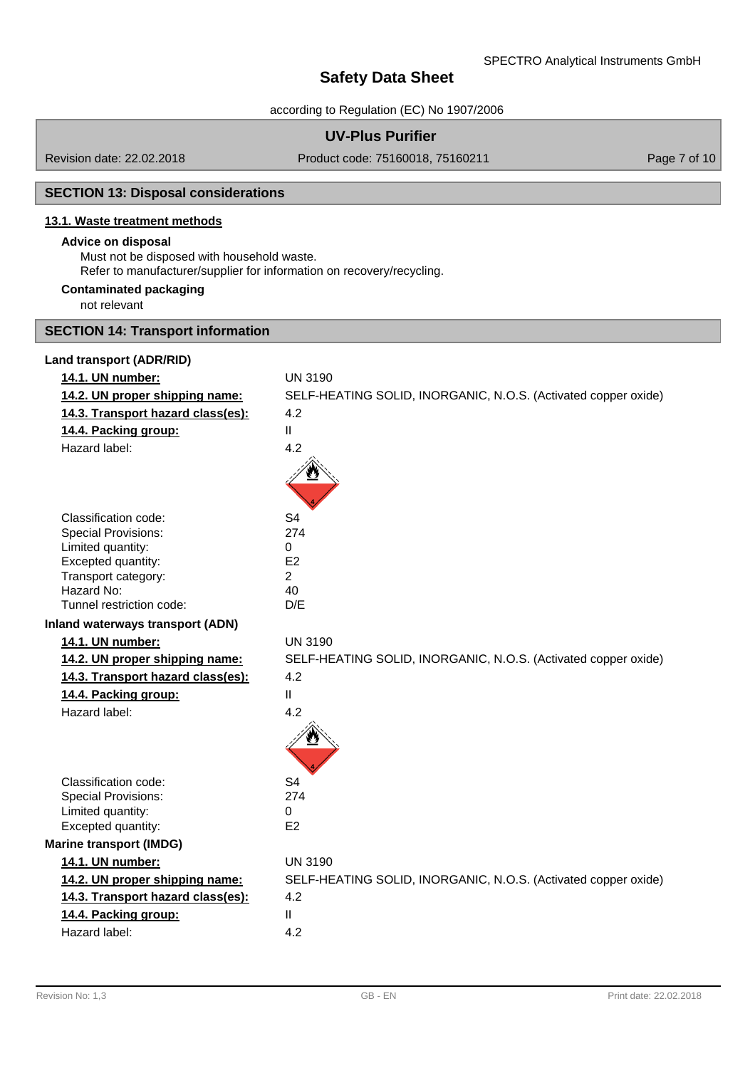## SECTION 13: Disposal considerations

### 13.1. Waste treatment methods

**Advice on disposal**

Must not be disposed with household waste.
Refer to manufacturer/supplier for information on recovery/recycling.

**Contaminated packaging**

not relevant

## SECTION 14: Transport information

**Land transport (ADR/RID)**

| | |
|---|---|
| **14.1. UN number:** | UN 3190 |
| **14.2. UN proper shipping name:** | SELF-HEATING SOLID, INORGANIC, N.O.S. (Activated copper oxide) |
| **14.3. Transport hazard class(es):** | 4.2 |
| **14.4. Packing group:** | II |
| Hazard label: | 4.2 |
| Classification code: | S4 |
| Special Provisions: | 274 |
| Limited quantity: | 0 |
| Excepted quantity: | E2 |
| Transport category: | 2 |
| Hazard No: | 40 |
| Tunnel restriction code: | D/E |

**Inland waterways transport (ADN)**

| | |
|---|---|
| **14.1. UN number:** | UN 3190 |
| **14.2. UN proper shipping name:** | SELF-HEATING SOLID, INORGANIC, N.O.S. (Activated copper oxide) |
| **14.3. Transport hazard class(es):** | 4.2 |
| **14.4. Packing group:** | II |
| Hazard label: | 4.2 |
| Classification code: | S4 |
| Special Provisions: | 274 |
| Limited quantity: | 0 |
| Excepted quantity: | E2 |

**Marine transport (IMDG)**

| | |
|---|---|
| **14.1. UN number:** | UN 3190 |
| **14.2. UN proper shipping name:** | SELF-HEATING SOLID, INORGANIC, N.O.S. (Activated copper oxide) |
| **14.3. Transport hazard class(es):** | 4.2 |
| **14.4. Packing group:** | II |
| Hazard label: | 4.2 |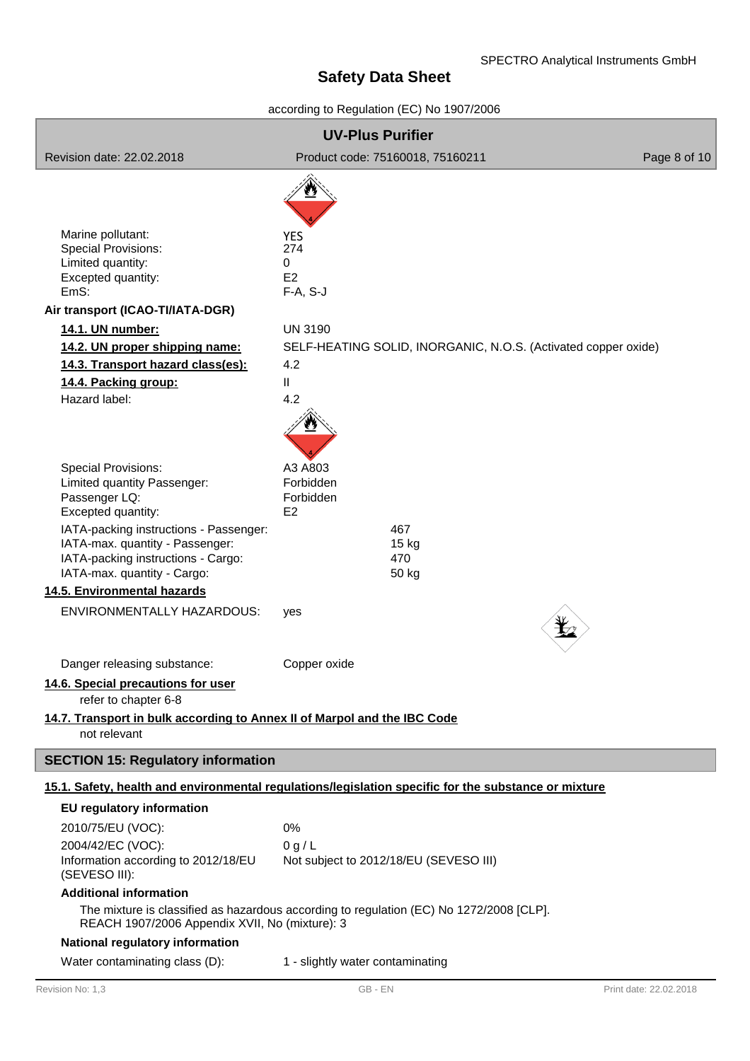Marine pollutant: YES
Special Provisions: 274
Limited quantity: 0
Excepted quantity: E2
EmS: F-A, S-J

**Air transport (ICAO-TI/IATA-DGR)**

**14.1. UN number:** UN 3190

**14.2. UN proper shipping name:** SELF-HEATING SOLID, INORGANIC, N.O.S. (Activated copper oxide)

**14.3. Transport hazard class(es):** 4.2

**14.4. Packing group:** II

Hazard label: 4.2

Special Provisions: A3 A803
Limited quantity Passenger: Forbidden
Passenger LQ: Forbidden
Excepted quantity: E2

IATA-packing instructions - Passenger: 467
IATA-max. quantity - Passenger: 15 kg
IATA-packing instructions - Cargo: 470
IATA-max. quantity - Cargo: 50 kg

**14.5. Environmental hazards**

ENVIRONMENTALLY HAZARDOUS: yes

Danger releasing substance: Copper oxide

**14.6. Special precautions for user**

refer to chapter 6-8

**14.7. Transport in bulk according to Annex II of Marpol and the IBC Code**

not relevant

## SECTION 15: Regulatory information

**15.1. Safety, health and environmental regulations/legislation specific for the substance or mixture**

**EU regulatory information**

2010/75/EU (VOC): 0%
2004/42/EC (VOC): 0 g / L
Information according to 2012/18/EU (SEVESO III): Not subject to 2012/18/EU (SEVESO III)

**Additional information**

The mixture is classified as hazardous according to regulation (EC) No 1272/2008 [CLP].
REACH 1907/2006 Appendix XVII, No (mixture): 3

**National regulatory information**

Water contaminating class (D): 1 - slightly water contaminating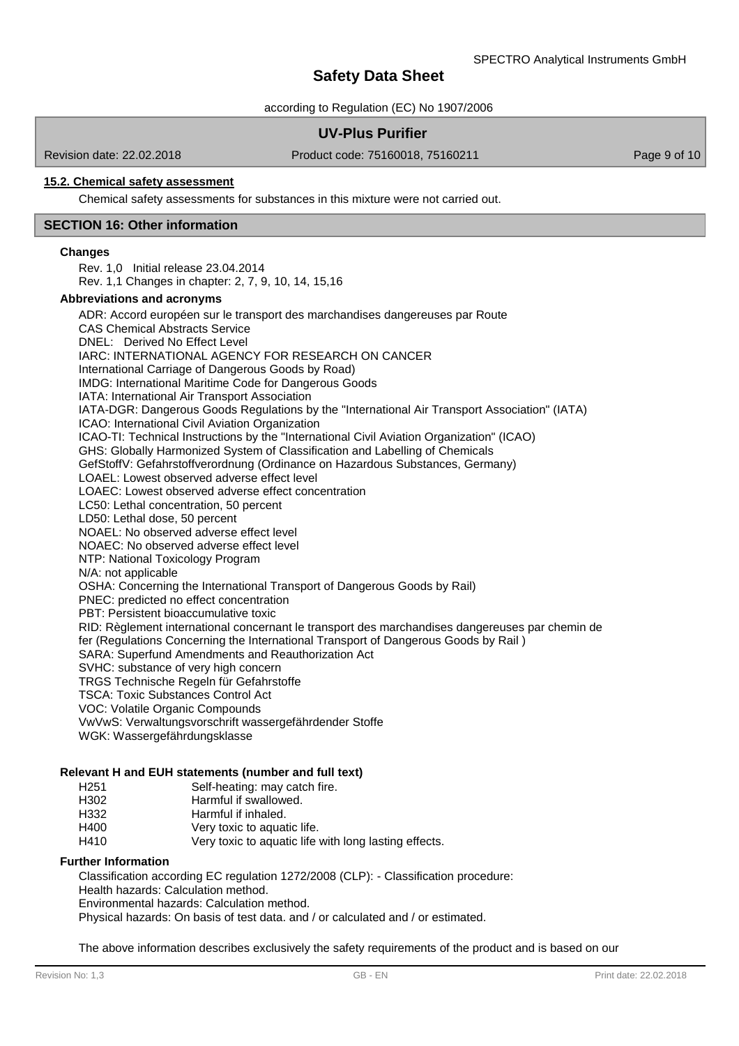### 15.2. Chemical safety assessment

Chemical safety assessments for substances in this mixture were not carried out.

## SECTION 16: Other information

**Changes**

Rev. 1,0 Initial release 23.04.2014
Rev. 1,1 Changes in chapter: 2, 7, 9, 10, 14, 15,16

**Abbreviations and acronyms**

ADR: Accord européen sur le transport des marchandises dangereuses par Route
CAS Chemical Abstracts Service
DNEL: Derived No Effect Level
IARC: INTERNATIONAL AGENCY FOR RESEARCH ON CANCER
International Carriage of Dangerous Goods by Road)
IMDG: International Maritime Code for Dangerous Goods
IATA: International Air Transport Association
IATA-DGR: Dangerous Goods Regulations by the "International Air Transport Association" (IATA)
ICAO: International Civil Aviation Organization
ICAO-TI: Technical Instructions by the "International Civil Aviation Organization" (ICAO)
GHS: Globally Harmonized System of Classification and Labelling of Chemicals
GefStoffV: Gefahrstoffverordnung (Ordinance on Hazardous Substances, Germany)
LOAEL: Lowest observed adverse effect level
LOAEC: Lowest observed adverse effect concentration
LC50: Lethal concentration, 50 percent
LD50: Lethal dose, 50 percent
NOAEL: No observed adverse effect level
NOAEC: No observed adverse effect level
NTP: National Toxicology Program
N/A: not applicable
OSHA: Concerning the International Transport of Dangerous Goods by Rail)
PNEC: predicted no effect concentration
PBT: Persistent bioaccumulative toxic
RID: Règlement international concernant le transport des marchandises dangereuses par chemin de fer (Regulations Concerning the International Transport of Dangerous Goods by Rail )
SARA: Superfund Amendments and Reauthorization Act
SVHC: substance of very high concern
TRGS Technische Regeln für Gefahrstoffe
TSCA: Toxic Substances Control Act
VOC: Volatile Organic Compounds
VwVwS: Verwaltungsvorschrift wassergefährdender Stoffe
WGK: Wassergefährdungsklasse

**Relevant H and EUH statements (number and full text)**

| | |
|---|---|
| H251 | Self-heating: may catch fire. |
| H302 | Harmful if swallowed. |
| H332 | Harmful if inhaled. |
| H400 | Very toxic to aquatic life. |
| H410 | Very toxic to aquatic life with long lasting effects. |

**Further Information**

Classification according EC regulation 1272/2008 (CLP): - Classification procedure:
Health hazards: Calculation method.
Environmental hazards: Calculation method.
Physical hazards: On basis of test data. and / or calculated and / or estimated.

The above information describes exclusively the safety requirements of the product and is based on our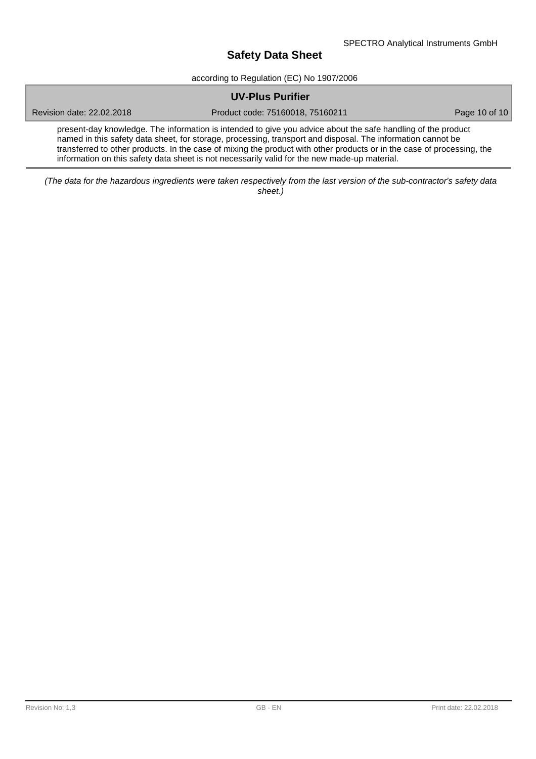present-day knowledge. The information is intended to give you advice about the safe handling of the product named in this safety data sheet, for storage, processing, transport and disposal. The information cannot be transferred to other products. In the case of mixing the product with other products or in the case of processing, the information on this safety data sheet is not necessarily valid for the new made-up material.

---

*(The data for the hazardous ingredients were taken respectively from the last version of the sub-contractor's safety data sheet.)*